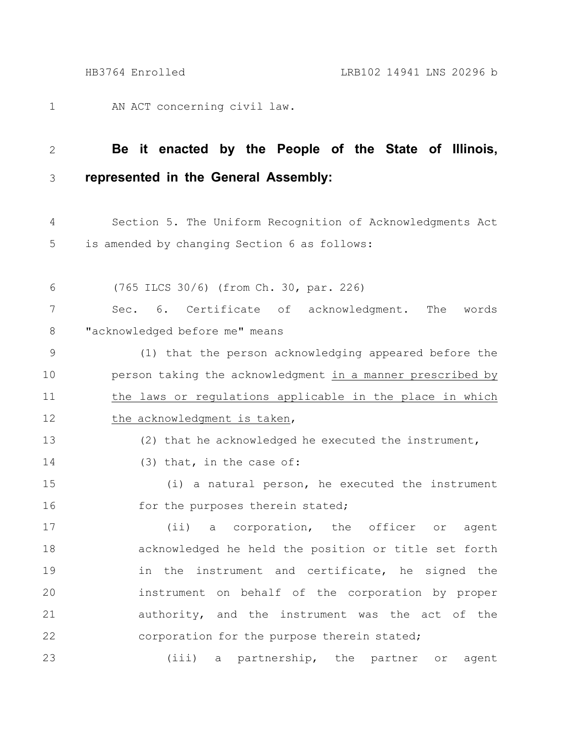AN ACT concerning civil law.

**Be it enacted by the People of the State of Illinois, represented in the General Assembly:**

Section 5. The Uniform Recognition of Acknowledgments Act is amended by changing Section 6 as follows:

(765 ILCS 30/6) (from Ch. 30, par. 226)

Sec. 6. Certificate of acknowledgment. The words "acknowledged before me" means

(1) that the person acknowledging appeared before the person taking the acknowledgment <u>in a manner prescribed by the laws or regulations applicable in the place in which the acknowledgment is taken</u>,

(2) that he acknowledged he executed the instrument,

(3) that, in the case of:

(i) a natural person, he executed the instrument for the purposes therein stated;

(ii) a corporation, the officer or agent acknowledged he held the position or title set forth in the instrument and certificate, he signed the instrument on behalf of the corporation by proper authority, and the instrument was the act of the corporation for the purpose therein stated;

(iii) a partnership, the partner or agent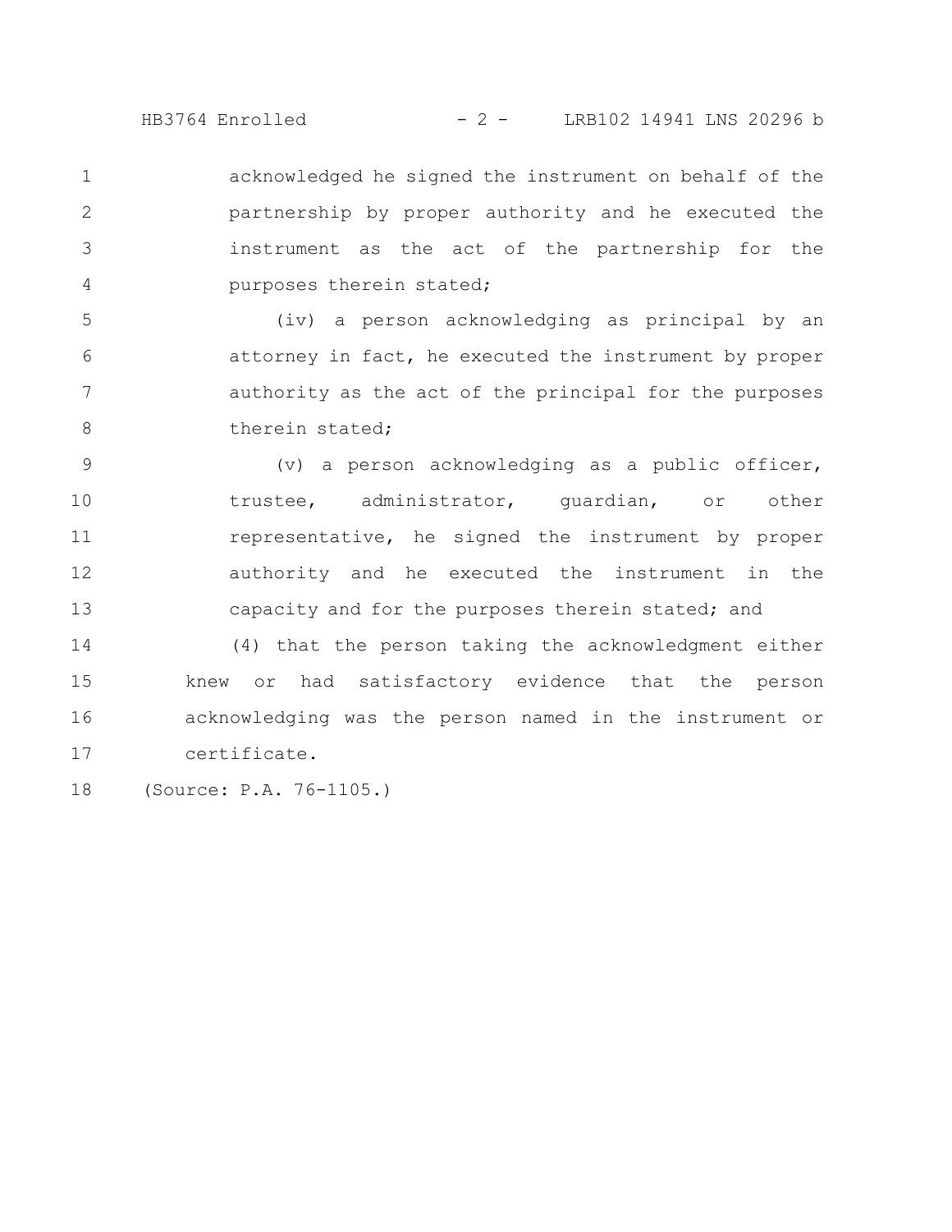acknowledged he signed the instrument on behalf of the partnership by proper authority and he executed the instrument as the act of the partnership for the purposes therein stated;

(iv) a person acknowledging as principal by an attorney in fact, he executed the instrument by proper authority as the act of the principal for the purposes therein stated;

(v) a person acknowledging as a public officer, trustee, administrator, guardian, or other representative, he signed the instrument by proper authority and he executed the instrument in the capacity and for the purposes therein stated; and

(4) that the person taking the acknowledgment either knew or had satisfactory evidence that the person acknowledging was the person named in the instrument or certificate.

(Source: P.A. 76-1105.)